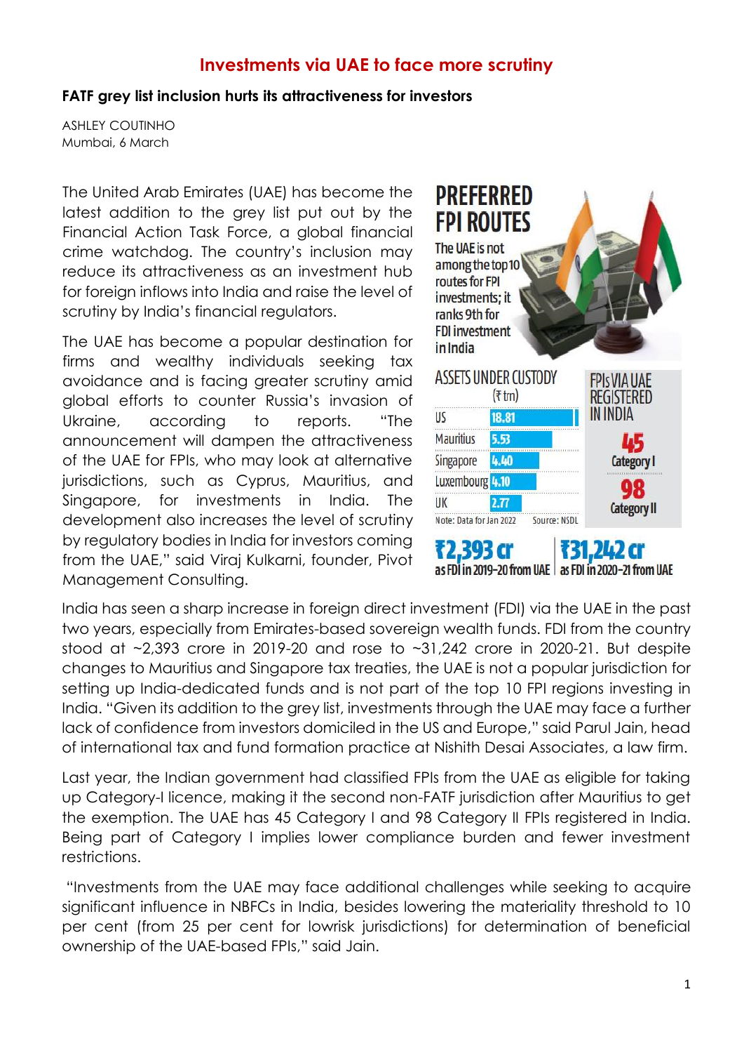# Investments via UAE to face more scrutiny

**FATF grey list inclusion hurts its attractiveness for investors**

ASHLEY COUTINHO
Mumbai, 6 March

The United Arab Emirates (UAE) has become the latest addition to the grey list put out by the Financial Action Task Force, a global financial crime watchdog. The country's inclusion may reduce its attractiveness as an investment hub for foreign inflows into India and raise the level of scrutiny by India's financial regulators.

The UAE has become a popular destination for firms and wealthy individuals seeking tax avoidance and is facing greater scrutiny amid global efforts to counter Russia's invasion of Ukraine, according to reports. "The announcement will dampen the attractiveness of the UAE for FPIs, who may look at alternative jurisdictions, such as Cyprus, Mauritius, and Singapore, for investments in India. The development also increases the level of scrutiny by regulatory bodies in India for investors coming from the UAE," said Viraj Kulkarni, founder, Pivot Management Consulting.

**PREFERRED FPI ROUTES**

The UAE is not among the top 10 routes for FPI investments; it ranks 9th for FDI investment in India

**ASSETS UNDER CUSTODY** (₹ trn)

| Country | Assets |
|---|---|
| US | 18.81 |
| Mauritius | 5.53 |
| Singapore | 4.40 |
| Luxembourg | 4.10 |
| UK | 2.77 |

Note: Data for Jan 2022 Source: NSDL

**FPIs VIA UAE REGISTERED IN INDIA**

45 Category I

98 Category II

**₹2,393 cr** as FDI in 2019-20 from UAE

**₹31,242 cr** as FDI in 2020-21 from UAE

India has seen a sharp increase in foreign direct investment (FDI) via the UAE in the past two years, especially from Emirates-based sovereign wealth funds. FDI from the country stood at ~2,393 crore in 2019-20 and rose to ~31,242 crore in 2020-21. But despite changes to Mauritius and Singapore tax treaties, the UAE is not a popular jurisdiction for setting up India-dedicated funds and is not part of the top 10 FPI regions investing in India. "Given its addition to the grey list, investments through the UAE may face a further lack of confidence from investors domiciled in the US and Europe," said Parul Jain, head of international tax and fund formation practice at Nishith Desai Associates, a law firm.

Last year, the Indian government had classified FPIs from the UAE as eligible for taking up Category-I licence, making it the second non-FATF jurisdiction after Mauritius to get the exemption. The UAE has 45 Category I and 98 Category II FPIs registered in India. Being part of Category I implies lower compliance burden and fewer investment restrictions.

"Investments from the UAE may face additional challenges while seeking to acquire significant influence in NBFCs in India, besides lowering the materiality threshold to 10 per cent (from 25 per cent for lowrisk jurisdictions) for determination of beneficial ownership of the UAE-based FPIs," said Jain.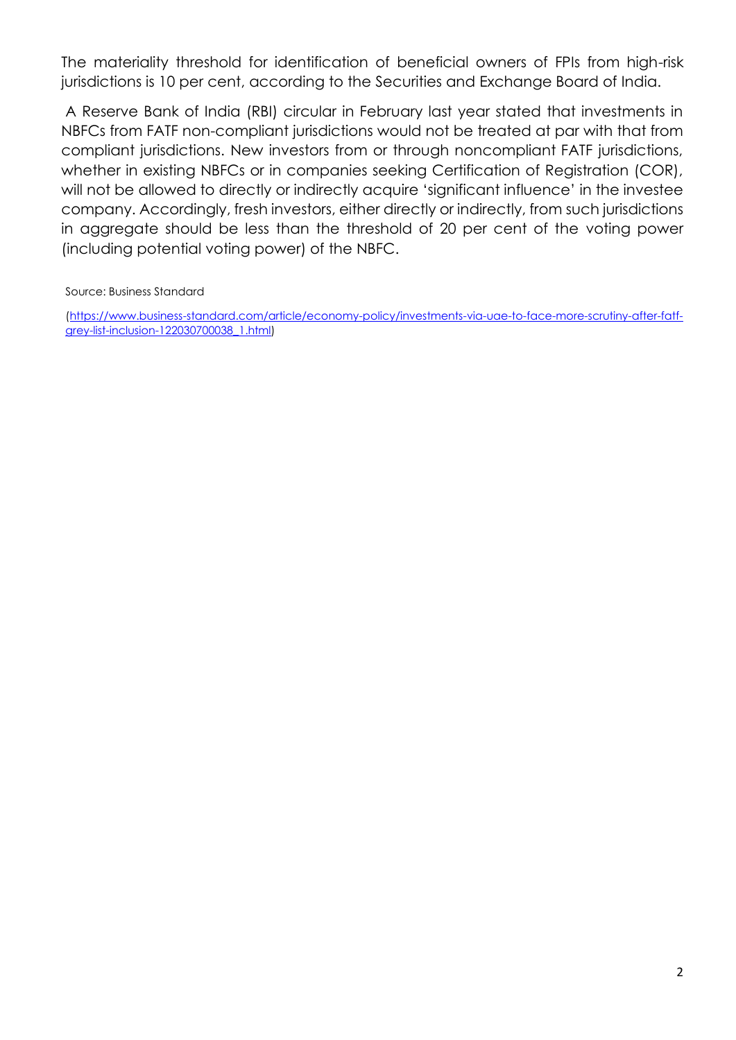The materiality threshold for identification of beneficial owners of FPIs from high-risk jurisdictions is 10 per cent, according to the Securities and Exchange Board of India.

A Reserve Bank of India (RBI) circular in February last year stated that investments in NBFCs from FATF non-compliant jurisdictions would not be treated at par with that from compliant jurisdictions. New investors from or through noncompliant FATF jurisdictions, whether in existing NBFCs or in companies seeking Certification of Registration (COR), will not be allowed to directly or indirectly acquire 'significant influence' in the investee company. Accordingly, fresh investors, either directly or indirectly, from such jurisdictions in aggregate should be less than the threshold of 20 per cent of the voting power (including potential voting power) of the NBFC.

Source: Business Standard

(https://www.business-standard.com/article/economy-policy/investments-via-uae-to-face-more-scrutiny-after-fatf-grey-list-inclusion-122030700038_1.html)